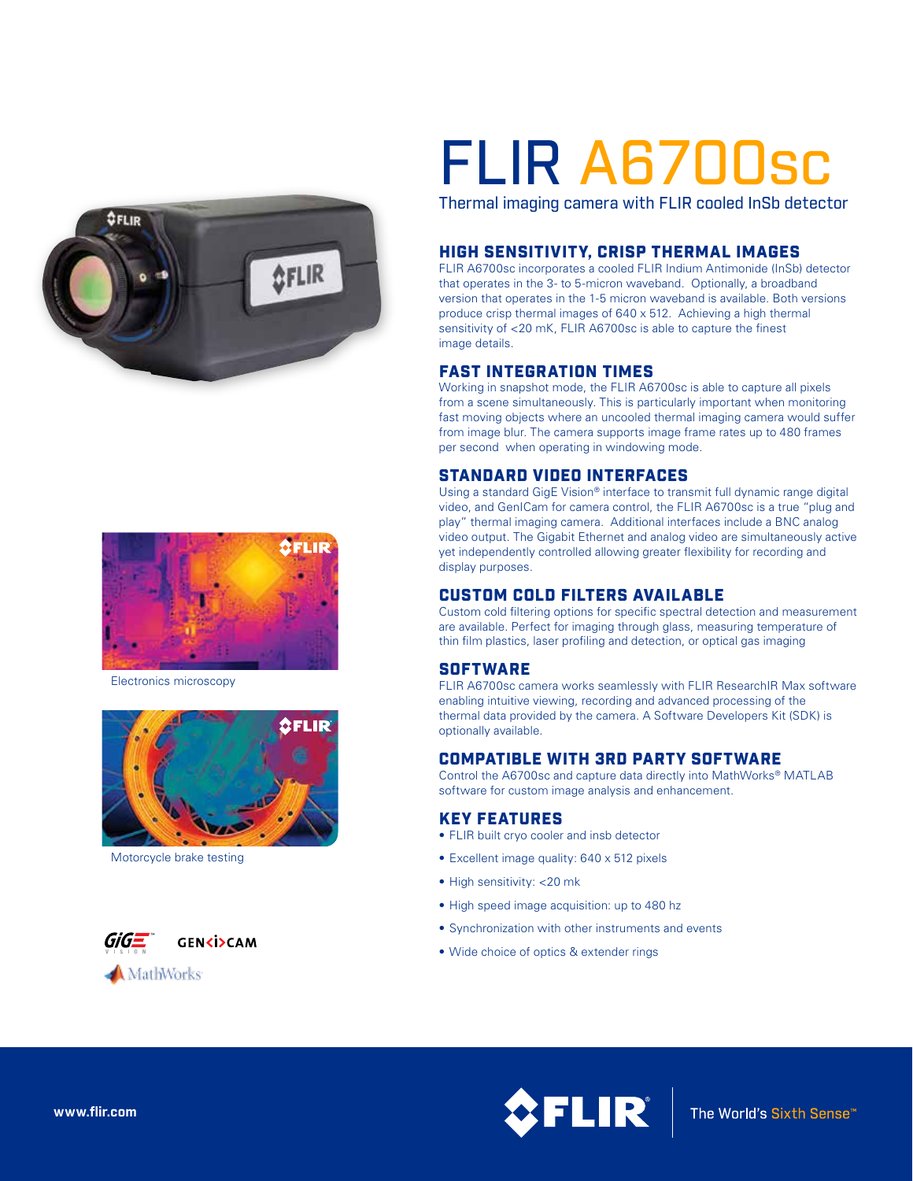# FLIR A6700sc

Thermal imaging camera with FLIR cooled InSb detector

Electronics microscopy

Motorcycle brake testing

## HIGH SENSITIVITY, CRISP THERMAL IMAGES

FLIR A6700sc incorporates a cooled FLIR Indium Antimonide (InSb) detector that operates in the 3- to 5-micron waveband. Optionally, a broadband version that operates in the 1-5 micron waveband is available. Both versions produce crisp thermal images of 640 x 512. Achieving a high thermal sensitivity of <20 mK, FLIR A6700sc is able to capture the finest image details.

## FAST INTEGRATION TIMES

Working in snapshot mode, the FLIR A6700sc is able to capture all pixels from a scene simultaneously. This is particularly important when monitoring fast moving objects where an uncooled thermal imaging camera would suffer from image blur. The camera supports image frame rates up to 480 frames per second when operating in windowing mode.

## STANDARD VIDEO INTERFACES

Using a standard GigE Vision® interface to transmit full dynamic range digital video, and GenICam for camera control, the FLIR A6700sc is a true "plug and play" thermal imaging camera. Additional interfaces include a BNC analog video output. The Gigabit Ethernet and analog video are simultaneously active yet independently controlled allowing greater flexibility for recording and display purposes.

## CUSTOM COLD FILTERS AVAILABLE

Custom cold filtering options for specific spectral detection and measurement are available. Perfect for imaging through glass, measuring temperature of thin film plastics, laser profiling and detection, or optical gas imaging

## SOFTWARE

FLIR A6700sc camera works seamlessly with FLIR ResearchIR Max software enabling intuitive viewing, recording and advanced processing of the thermal data provided by the camera. A Software Developers Kit (SDK) is optionally available.

## COMPATIBLE WITH 3RD PARTY SOFTWARE

Control the A6700sc and capture data directly into MathWorks® MATLAB software for custom image analysis and enhancement.

## KEY FEATURES

- FLIR built cryo cooler and insb detector
- Excellent image quality: 640 x 512 pixels
- High sensitivity: <20 mk
- High speed image acquisition: up to 480 hz
- Synchronization with other instruments and events
- Wide choice of optics & extender rings

www.flir.com

The World's Sixth Sense™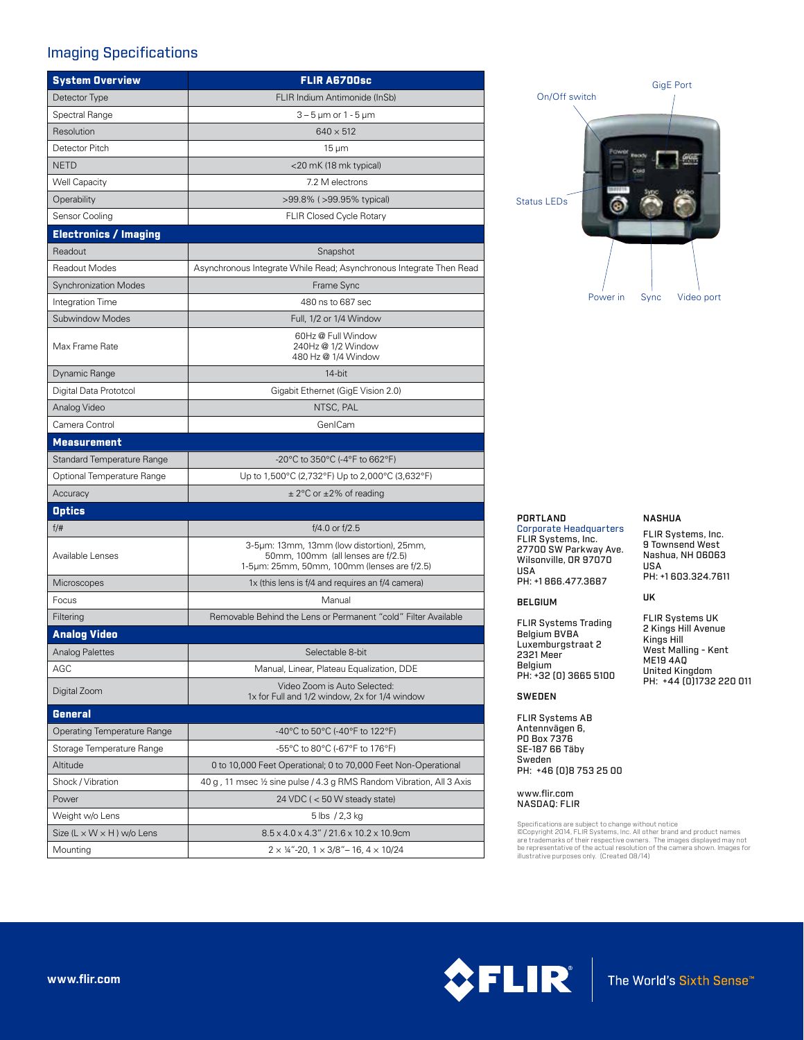## Imaging Specifications

| System Overview | FLIR A6700sc |
|---|---|
| Detector Type | FLIR Indium Antimonide (InSb) |
| Spectral Range | 3 – 5 µm or 1 - 5 µm |
| Resolution | 640 × 512 |
| Detector Pitch | 15 µm |
| NETD | <20 mK (18 mk typical) |
| Well Capacity | 7.2 M electrons |
| Operability | >99.8% ( >99.95% typical) |
| Sensor Cooling | FLIR Closed Cycle Rotary |
| **Electronics / Imaging** | |
| Readout | Snapshot |
| Readout Modes | Asynchronous Integrate While Read; Asynchronous Integrate Then Read |
| Synchronization Modes | Frame Sync |
| Integration Time | 480 ns to 687 sec |
| Subwindow Modes | Full, 1/2 or 1/4 Window |
| Max Frame Rate | 60Hz @ Full Window<br>240Hz @ 1/2 Window<br>480 Hz @ 1/4 Window |
| Dynamic Range | 14-bit |
| Digital Data Prototcol | Gigabit Ethernet (GigE Vision 2.0) |
| Analog Video | NTSC, PAL |
| Camera Control | GenICam |
| **Measurement** | |
| Standard Temperature Range | -20°C to 350°C (-4°F to 662°F) |
| Optional Temperature Range | Up to 1,500°C (2,732°F) Up to 2,000°C (3,632°F) |
| Accuracy | ± 2°C or ±2% of reading |
| **Optics** | |
| f/# | f/4.0 or f/2.5 |
| Available Lenses | 3-5µm: 13mm, 13mm (low distortion), 25mm, 50mm, 100mm (all lenses are f/2.5)<br>1-5µm: 25mm, 50mm, 100mm (lenses are f/2.5) |
| Microscopes | 1x (this lens is f/4 and requires an f/4 camera) |
| Focus | Manual |
| Filtering | Removable Behind the Lens or Permanent "cold" Filter Available |
| **Analog Video** | |
| Analog Palettes | Selectable 8-bit |
| AGC | Manual, Linear, Plateau Equalization, DDE |
| Digital Zoom | Video Zoom is Auto Selected:<br>1x for Full and 1/2 window, 2x for 1/4 window |
| **General** | |
| Operating Temperature Range | -40°C to 50°C (-40°F to 122°F) |
| Storage Temperature Range | -55°C to 80°C (-67°F to 176°F) |
| Altitude | 0 to 10,000 Feet Operational; 0 to 70,000 Feet Non-Operational |
| Shock / Vibration | 40 g , 11 msec ½ sine pulse / 4.3 g RMS Random Vibration, All 3 Axis |
| Power | 24 VDC ( < 50 W steady state) |
| Weight w/o Lens | 5 lbs / 2,3 kg |
| Size (L × W × H ) w/o Lens | 8.5 x 4.0 x 4.3" / 21.6 x 10.2 x 10.9cm |
| Mounting | 2 × ¼"-20, 1 × 3/8"– 16, 4 × 10/24 |

On/Off switch
GigE Port
Status LEDs
Power in
Sync
Video port

**PORTLAND**
Corporate Headquarters
FLIR Systems, Inc.
27700 SW Parkway Ave.
Wilsonville, OR 97070
USA
PH: +1 866.477.3687

**BELGIUM**

FLIR Systems Trading
Belgium BVBA
Luxemburgstraat 2
2321 Meer
Belgium
PH: +32 (0) 3665 5100

**SWEDEN**

FLIR Systems AB
Antennvägen 6,
PO Box 7376
SE-187 66 Täby
Sweden
PH: +46 (0)8 753 25 00

www.flir.com
NASDAQ: FLIR

**NASHUA**

FLIR Systems, Inc.
9 Townsend West
Nashua, NH 06063
USA
PH: +1 603.324.7611

**UK**

FLIR Systems UK
2 Kings Hill Avenue
Kings Hill
West Malling - Kent
ME19 4AQ
United Kingdom
PH: +44 (0)1732 220 011

Specifications are subject to change without notice
©Copyright 2014, FLIR Systems, Inc. All other brand and product names are trademarks of their respective owners. The images displayed may not be representative of the actual resolution of the camera shown. Images for illustrative purposes only. (Created 08/14)

www.flir.com

FLIR® The World's Sixth Sense™